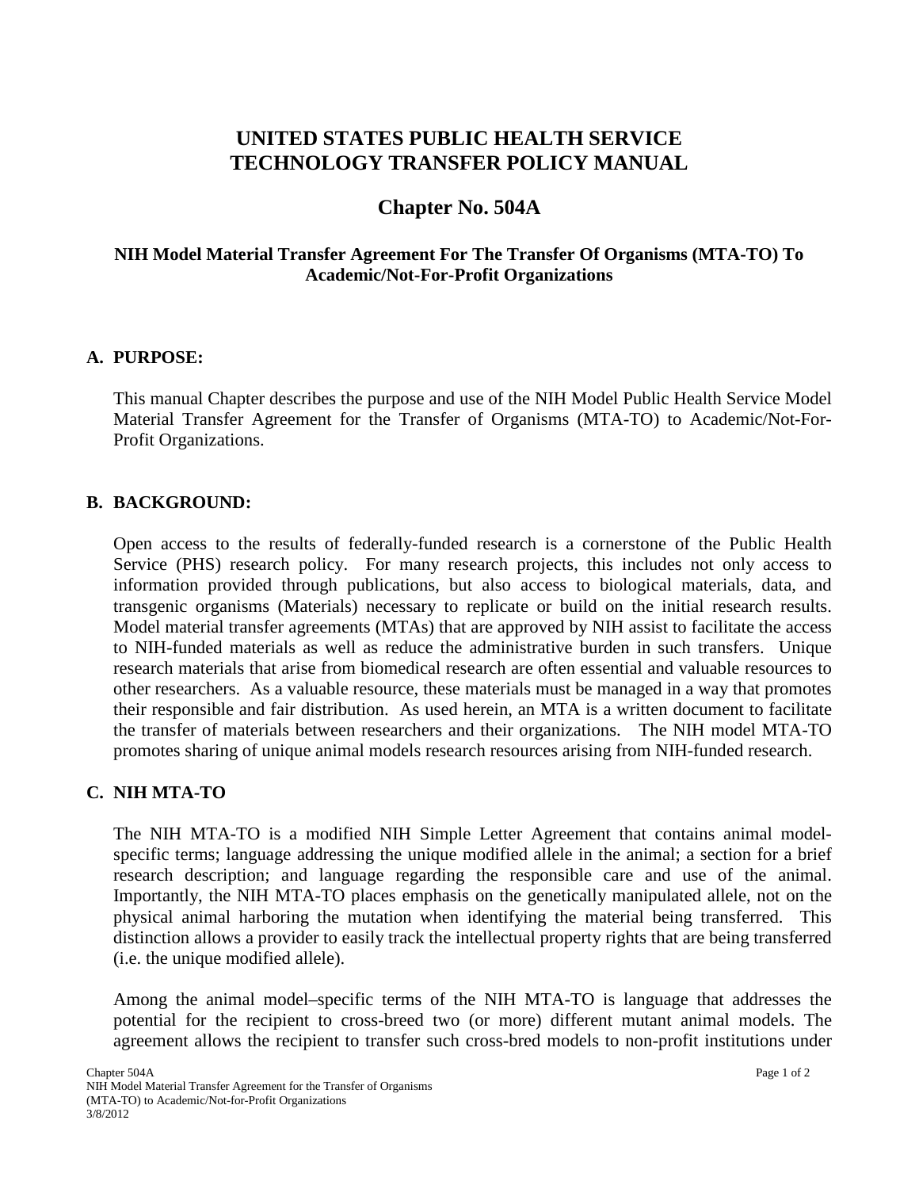# UNITED STATES PUBLIC HEALTH SERVICE TECHNOLOGY TRANSFER POLICY MANUAL

## Chapter No. 504A

### NIH Model Material Transfer Agreement For The Transfer Of Organisms (MTA-TO) To Academic/Not-For-Profit Organizations

## A. PURPOSE:

This manual Chapter describes the purpose and use of the NIH Model Public Health Service Model Material Transfer Agreement for the Transfer of Organisms (MTA-TO) to Academic/Not-For-Profit Organizations.

## B. BACKGROUND:

Open access to the results of federally-funded research is a cornerstone of the Public Health Service (PHS) research policy. For many research projects, this includes not only access to information provided through publications, but also access to biological materials, data, and transgenic organisms (Materials) necessary to replicate or build on the initial research results. Model material transfer agreements (MTAs) that are approved by NIH assist to facilitate the access to NIH-funded materials as well as reduce the administrative burden in such transfers. Unique research materials that arise from biomedical research are often essential and valuable resources to other researchers. As a valuable resource, these materials must be managed in a way that promotes their responsible and fair distribution. As used herein, an MTA is a written document to facilitate the transfer of materials between researchers and their organizations. The NIH model MTA-TO promotes sharing of unique animal models research resources arising from NIH-funded research.

## C. NIH MTA-TO

The NIH MTA-TO is a modified NIH Simple Letter Agreement that contains animal model-specific terms; language addressing the unique modified allele in the animal; a section for a brief research description; and language regarding the responsible care and use of the animal. Importantly, the NIH MTA-TO places emphasis on the genetically manipulated allele, not on the physical animal harboring the mutation when identifying the material being transferred. This distinction allows a provider to easily track the intellectual property rights that are being transferred (i.e. the unique modified allele).

Among the animal model–specific terms of the NIH MTA-TO is language that addresses the potential for the recipient to cross-breed two (or more) different mutant animal models. The agreement allows the recipient to transfer such cross-bred models to non-profit institutions under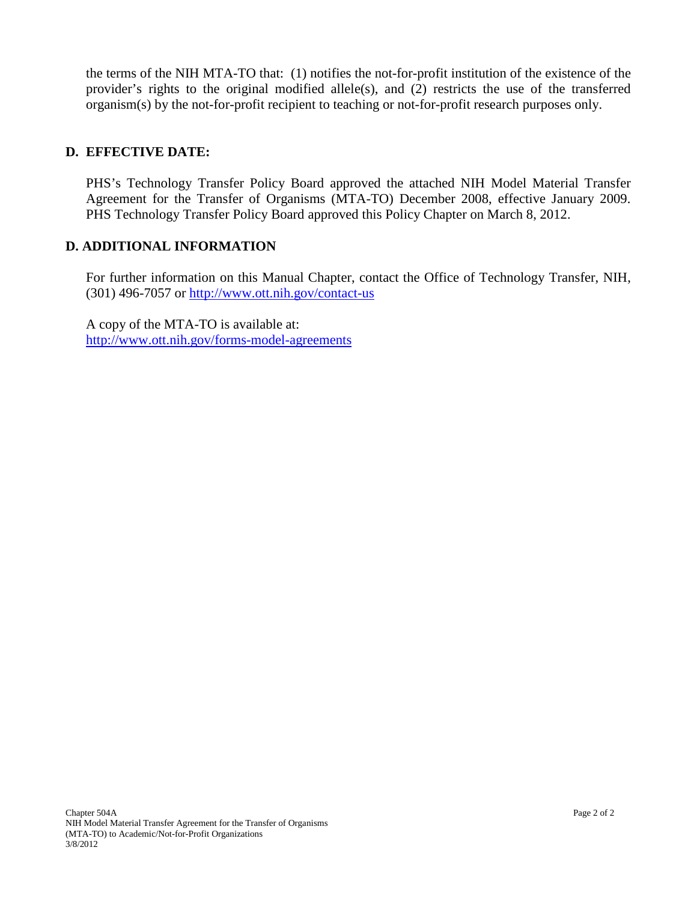the terms of the NIH MTA-TO that: (1) notifies the not-for-profit institution of the existence of the provider's rights to the original modified allele(s), and (2) restricts the use of the transferred organism(s) by the not-for-profit recipient to teaching or not-for-profit research purposes only.

## D. EFFECTIVE DATE:

PHS's Technology Transfer Policy Board approved the attached NIH Model Material Transfer Agreement for the Transfer of Organisms (MTA-TO) December 2008, effective January 2009. PHS Technology Transfer Policy Board approved this Policy Chapter on March 8, 2012.

## D. ADDITIONAL INFORMATION

For further information on this Manual Chapter, contact the Office of Technology Transfer, NIH, (301) 496-7057 or http://www.ott.nih.gov/contact-us

A copy of the MTA-TO is available at:
http://www.ott.nih.gov/forms-model-agreements